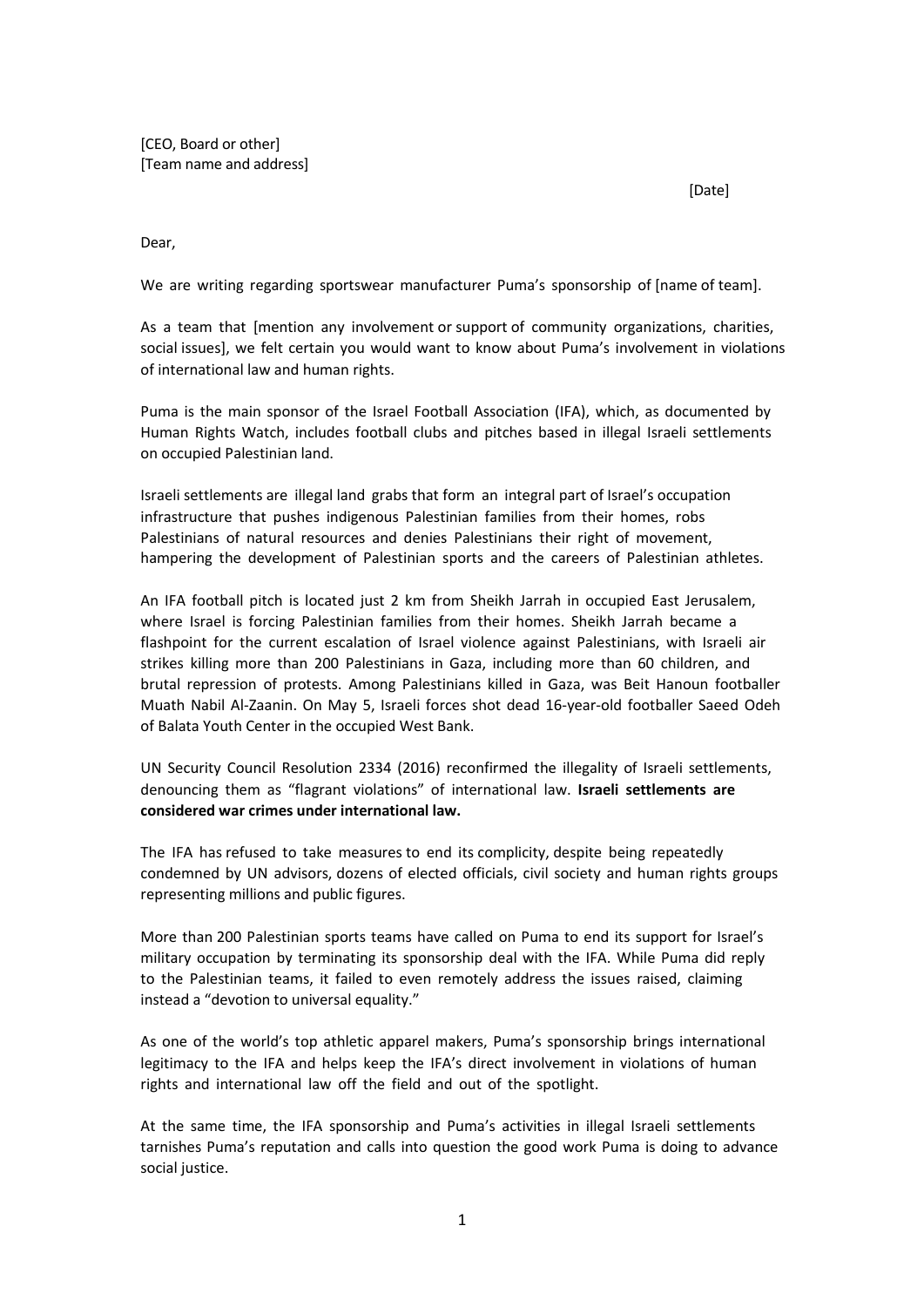[CEO, Board or other]
[Team name and address]

[Date]

Dear,

We are writing regarding sportswear manufacturer Puma's sponsorship of [name of team].

As a team that [mention any involvement or support of community organizations, charities, social issues], we felt certain you would want to know about Puma's involvement in violations of international law and human rights.

Puma is the main sponsor of the Israel Football Association (IFA), which, as documented by Human Rights Watch, includes football clubs and pitches based in illegal Israeli settlements on occupied Palestinian land.

Israeli settlements are illegal land grabs that form an integral part of Israel's occupation infrastructure that pushes indigenous Palestinian families from their homes, robs Palestinians of natural resources and denies Palestinians their right of movement, hampering the development of Palestinian sports and the careers of Palestinian athletes.

An IFA football pitch is located just 2 km from Sheikh Jarrah in occupied East Jerusalem, where Israel is forcing Palestinian families from their homes. Sheikh Jarrah became a flashpoint for the current escalation of Israel violence against Palestinians, with Israeli air strikes killing more than 200 Palestinians in Gaza, including more than 60 children, and brutal repression of protests. Among Palestinians killed in Gaza, was Beit Hanoun footballer Muath Nabil Al-Zaanin. On May 5, Israeli forces shot dead 16-year-old footballer Saeed Odeh of Balata Youth Center in the occupied West Bank.

UN Security Council Resolution 2334 (2016) reconfirmed the illegality of Israeli settlements, denouncing them as "flagrant violations" of international law. **Israeli settlements are considered war crimes under international law.**

The IFA has refused to take measures to end its complicity, despite being repeatedly condemned by UN advisors, dozens of elected officials, civil society and human rights groups representing millions and public figures.

More than 200 Palestinian sports teams have called on Puma to end its support for Israel's military occupation by terminating its sponsorship deal with the IFA. While Puma did reply to the Palestinian teams, it failed to even remotely address the issues raised, claiming instead a "devotion to universal equality."

As one of the world's top athletic apparel makers, Puma's sponsorship brings international legitimacy to the IFA and helps keep the IFA's direct involvement in violations of human rights and international law off the field and out of the spotlight.

At the same time, the IFA sponsorship and Puma's activities in illegal Israeli settlements tarnishes Puma's reputation and calls into question the good work Puma is doing to advance social justice.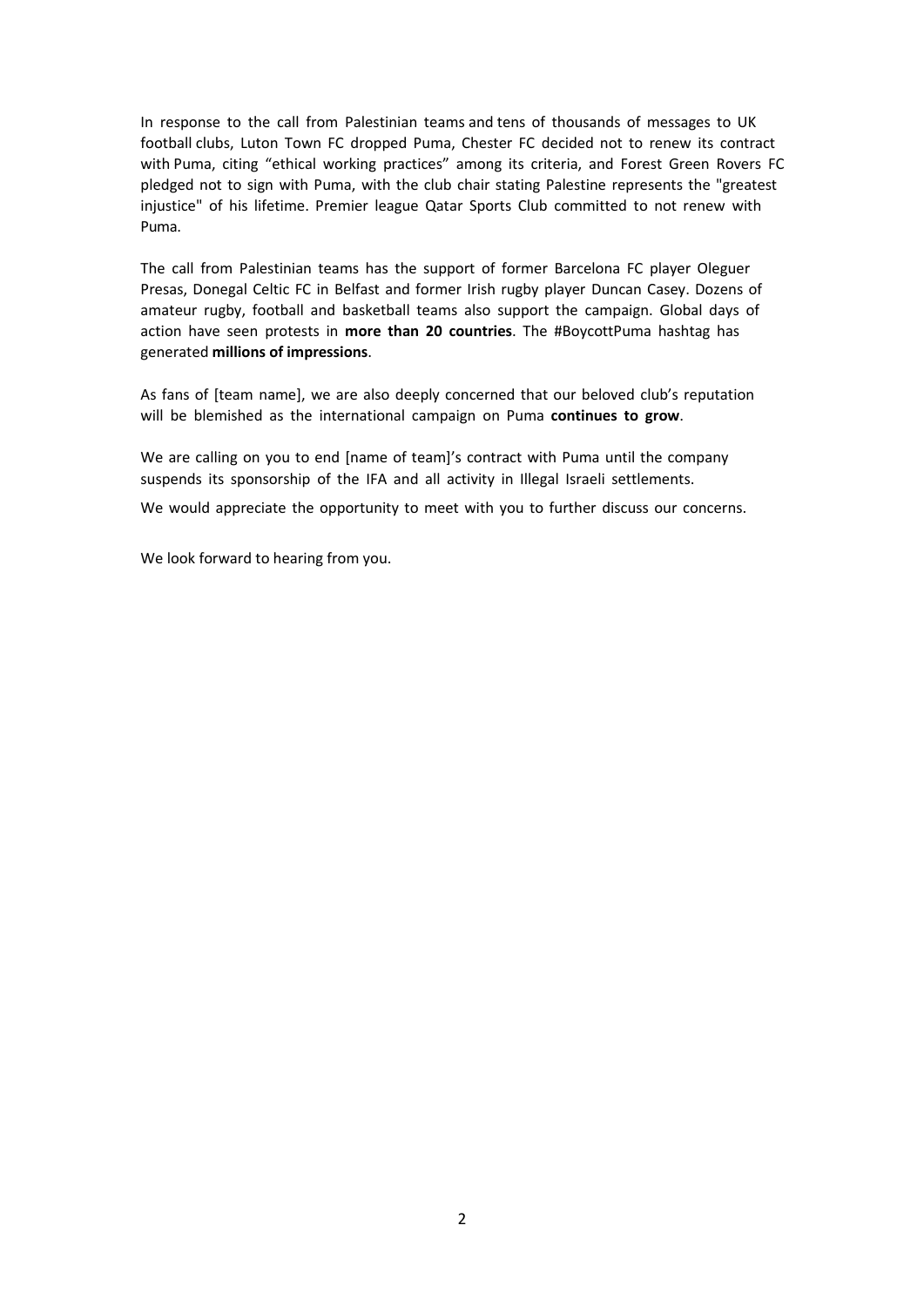In response to the call from Palestinian teams and tens of thousands of messages to UK football clubs, Luton Town FC dropped Puma, Chester FC decided not to renew its contract with Puma, citing "ethical working practices" among its criteria, and Forest Green Rovers FC pledged not to sign with Puma, with the club chair stating Palestine represents the "greatest injustice" of his lifetime. Premier league Qatar Sports Club committed to not renew with Puma.

The call from Palestinian teams has the support of former Barcelona FC player Oleguer Presas, Donegal Celtic FC in Belfast and former Irish rugby player Duncan Casey. Dozens of amateur rugby, football and basketball teams also support the campaign. Global days of action have seen protests in **more than 20 countries**. The #BoycottPuma hashtag has generated **millions of impressions**.

As fans of [team name], we are also deeply concerned that our beloved club's reputation will be blemished as the international campaign on Puma **continues to grow**.

We are calling on you to end [name of team]'s contract with Puma until the company suspends its sponsorship of the IFA and all activity in Illegal Israeli settlements.

We would appreciate the opportunity to meet with you to further discuss our concerns.

We look forward to hearing from you.